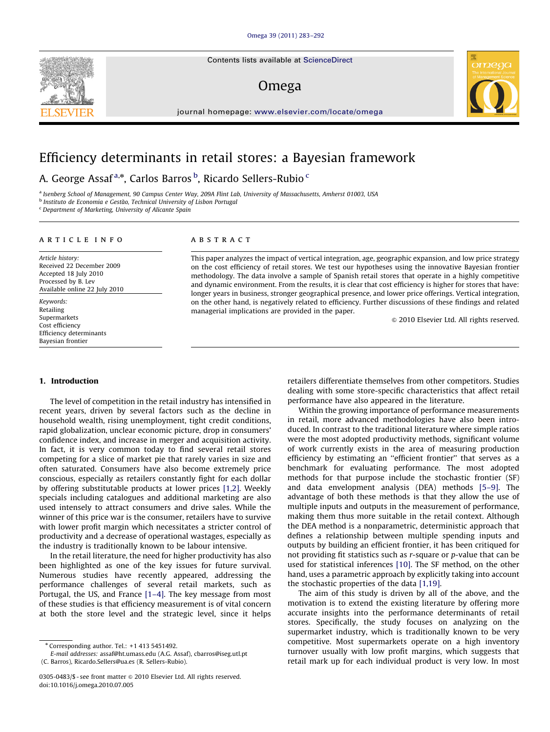# Efficiency determinants in retail stores: a Bayesian framework

A. George Assaf [a,*], Carlos Barros [b], Ricardo Sellers-Rubio [c]

[a] Isenberg School of Management, 90 Campus Center Way, 209A Flint Lab, University of Massachusetts, Amherst 01003, USA
[b] Instituto de Economia e Gestão, Technical University of Lisbon Portugal
[c] Department of Marketing, University of Alicante Spain

**ARTICLE INFO**

*Article history:*
Received 22 December 2009
Accepted 18 July 2010
Processed by B. Lev
Available online 22 July 2010

*Keywords:*
Retailing
Supermarkets
Cost efficiency
Efficiency determinants
Bayesian frontier

**ABSTRACT**

This paper analyzes the impact of vertical integration, age, geographic expansion, and low price strategy on the cost efficiency of retail stores. We test our hypotheses using the innovative Bayesian frontier methodology. The data involve a sample of Spanish retail stores that operate in a highly competitive and dynamic environment. From the results, it is clear that cost efficiency is higher for stores that have: longer years in business, stronger geographical presence, and lower price offerings. Vertical integration, on the other hand, is negatively related to efficiency. Further discussions of these findings and related managerial implications are provided in the paper.

© 2010 Elsevier Ltd. All rights reserved.

## 1. Introduction

The level of competition in the retail industry has intensified in recent years, driven by several factors such as the decline in household wealth, rising unemployment, tight credit conditions, rapid globalization, unclear economic picture, drop in consumers' confidence index, and increase in merger and acquisition activity. In fact, it is very common today to find several retail stores competing for a slice of market pie that rarely varies in size and often saturated. Consumers have also become extremely price conscious, especially as retailers constantly fight for each dollar by offering substitutable products at lower prices [1,2]. Weekly specials including catalogues and additional marketing are also used intensely to attract consumers and drive sales. While the winner of this price war is the consumer, retailers have to survive with lower profit margin which necessitates a stricter control of productivity and a decrease of operational wastages, especially as the industry is traditionally known to be labour intensive.

In the retail literature, the need for higher productivity has also been highlighted as one of the key issues for future survival. Numerous studies have recently appeared, addressing the performance challenges of several retail markets, such as Portugal, the US, and France [1–4]. The key message from most of these studies is that efficiency measurement is of vital concern at both the store level and the strategic level, since it helps retailers differentiate themselves from other competitors. Studies dealing with some store-specific characteristics that affect retail performance have also appeared in the literature.

Within the growing importance of performance measurements in retail, more advanced methodologies have also been introduced. In contrast to the traditional literature where simple ratios were the most adopted productivity methods, significant volume of work currently exists in the area of measuring production efficiency by estimating an "efficient frontier" that serves as a benchmark for evaluating performance. The most adopted methods for that purpose include the stochastic frontier (SF) and data envelopment analysis (DEA) methods [5–9]. The advantage of both these methods is that they allow the use of multiple inputs and outputs in the measurement of performance, making them thus more suitable in the retail context. Although the DEA method is a nonparametric, deterministic approach that defines a relationship between multiple spending inputs and outputs by building an efficient frontier, it has been critiqued for not providing fit statistics such as *r*-square or *p*-value that can be used for statistical inferences [10]. The SF method, on the other hand, uses a parametric approach by explicitly taking into account the stochastic properties of the data [1,19].

The aim of this study is driven by all of the above, and the motivation is to extend the existing literature by offering more accurate insights into the performance determinants of retail stores. Specifically, the study focuses on analyzing on the supermarket industry, which is traditionally known to be very competitive. Most supermarkets operate on a high inventory turnover usually with low profit margins, which suggests that retail mark up for each individual product is very low. In most

* Corresponding author. Tel.: +1 413 5451492.
*E-mail addresses:* assaf@ht.umass.edu (A.G. Assaf), cbarros@iseg.utl.pt (C. Barros), Ricardo.Sellers@ua.es (R. Sellers-Rubio).

0305-0483/$ - see front matter © 2010 Elsevier Ltd. All rights reserved.
doi:10.1016/j.omega.2010.07.005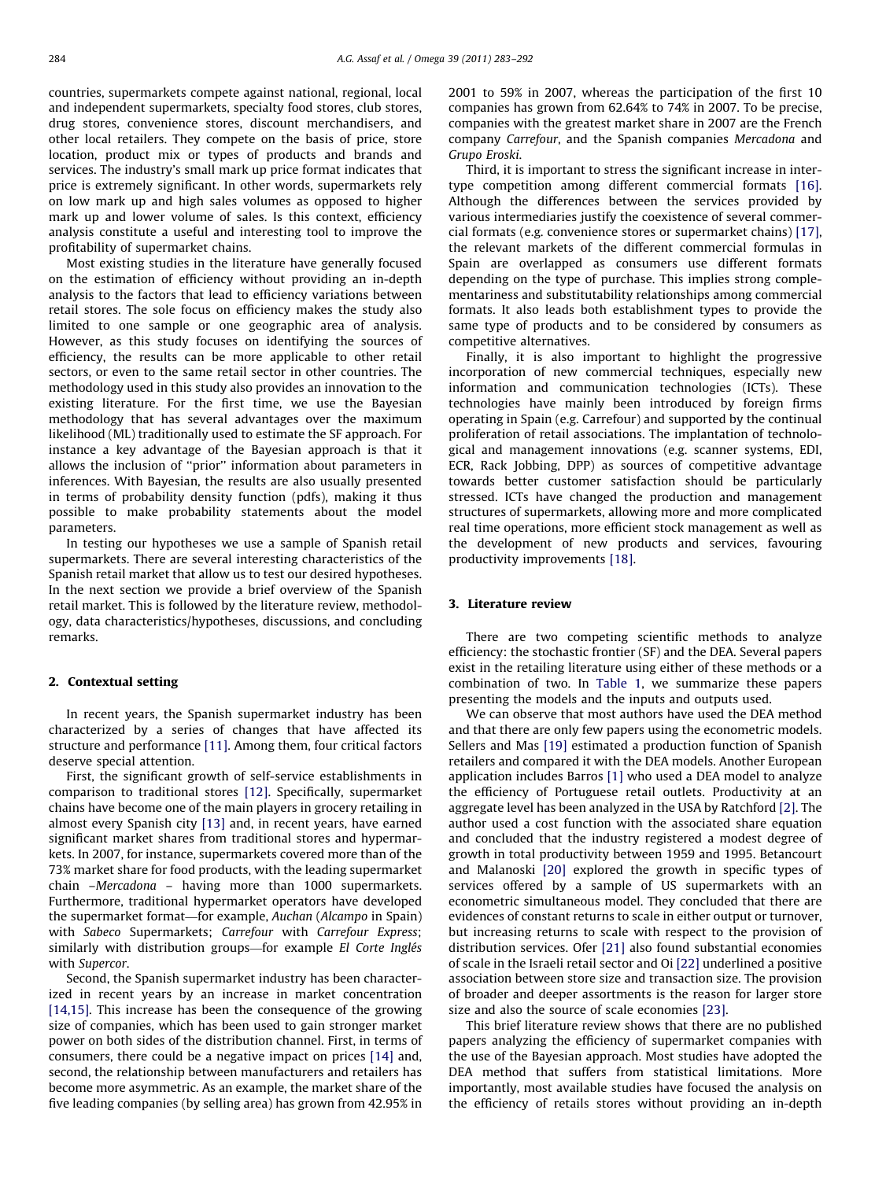countries, supermarkets compete against national, regional, local and independent supermarkets, specialty food stores, club stores, drug stores, convenience stores, discount merchandisers, and other local retailers. They compete on the basis of price, store location, product mix or types of products and brands and services. The industry's small mark up price format indicates that price is extremely significant. In other words, supermarkets rely on low mark up and high sales volumes as opposed to higher mark up and lower volume of sales. Is this context, efficiency analysis constitute a useful and interesting tool to improve the profitability of supermarket chains.

Most existing studies in the literature have generally focused on the estimation of efficiency without providing an in-depth analysis to the factors that lead to efficiency variations between retail stores. The sole focus on efficiency makes the study also limited to one sample or one geographic area of analysis. However, as this study focuses on identifying the sources of efficiency, the results can be more applicable to other retail sectors, or even to the same retail sector in other countries. The methodology used in this study also provides an innovation to the existing literature. For the first time, we use the Bayesian methodology that has several advantages over the maximum likelihood (ML) traditionally used to estimate the SF approach. For instance a key advantage of the Bayesian approach is that it allows the inclusion of "prior" information about parameters in inferences. With Bayesian, the results are also usually presented in terms of probability density function (pdfs), making it thus possible to make probability statements about the model parameters.

In testing our hypotheses we use a sample of Spanish retail supermarkets. There are several interesting characteristics of the Spanish retail market that allow us to test our desired hypotheses. In the next section we provide a brief overview of the Spanish retail market. This is followed by the literature review, methodology, data characteristics/hypotheses, discussions, and concluding remarks.

## 2. Contextual setting

In recent years, the Spanish supermarket industry has been characterized by a series of changes that have affected its structure and performance [11]. Among them, four critical factors deserve special attention.

First, the significant growth of self-service establishments in comparison to traditional stores [12]. Specifically, supermarket chains have become one of the main players in grocery retailing in almost every Spanish city [13] and, in recent years, have earned significant market shares from traditional stores and hypermarkets. In 2007, for instance, supermarkets covered more than of the 73% market share for food products, with the leading supermarket chain –*Mercadona* – having more than 1000 supermarkets. Furthermore, traditional hypermarket operators have developed the supermarket format—for example, *Auchan* (*Alcampo* in Spain) with *Sabeco* Supermarkets; *Carrefour* with *Carrefour Express*; similarly with distribution groups—for example *El Corte Inglés* with *Supercor*.

Second, the Spanish supermarket industry has been characterized in recent years by an increase in market concentration [14,15]. This increase has been the consequence of the growing size of companies, which has been used to gain stronger market power on both sides of the distribution channel. First, in terms of consumers, there could be a negative impact on prices [14] and, second, the relationship between manufacturers and retailers has become more asymmetric. As an example, the market share of the five leading companies (by selling area) has grown from 42.95% in 2001 to 59% in 2007, whereas the participation of the first 10 companies has grown from 62.64% to 74% in 2007. To be precise, companies with the greatest market share in 2007 are the French company *Carrefour*, and the Spanish companies *Mercadona* and *Grupo Eroski*.

Third, it is important to stress the significant increase in intertype competition among different commercial formats [16]. Although the differences between the services provided by various intermediaries justify the coexistence of several commercial formats (e.g. convenience stores or supermarket chains) [17], the relevant markets of the different commercial formulas in Spain are overlapped as consumers use different formats depending on the type of purchase. This implies strong complementariness and substitutability relationships among commercial formats. It also leads both establishment types to provide the same type of products and to be considered by consumers as competitive alternatives.

Finally, it is also important to highlight the progressive incorporation of new commercial techniques, especially new information and communication technologies (ICTs). These technologies have mainly been introduced by foreign firms operating in Spain (e.g. Carrefour) and supported by the continual proliferation of retail associations. The implantation of technological and management innovations (e.g. scanner systems, EDI, ECR, Rack Jobbing, DPP) as sources of competitive advantage towards better customer satisfaction should be particularly stressed. ICTs have changed the production and management structures of supermarkets, allowing more and more complicated real time operations, more efficient stock management as well as the development of new products and services, favouring productivity improvements [18].

## 3. Literature review

There are two competing scientific methods to analyze efficiency: the stochastic frontier (SF) and the DEA. Several papers exist in the retailing literature using either of these methods or a combination of two. In Table 1, we summarize these papers presenting the models and the inputs and outputs used.

We can observe that most authors have used the DEA method and that there are only few papers using the econometric models. Sellers and Mas [19] estimated a production function of Spanish retailers and compared it with the DEA models. Another European application includes Barros [1] who used a DEA model to analyze the efficiency of Portuguese retail outlets. Productivity at an aggregate level has been analyzed in the USA by Ratchford [2]. The author used a cost function with the associated share equation and concluded that the industry registered a modest degree of growth in total productivity between 1959 and 1995. Betancourt and Malanoski [20] explored the growth in specific types of services offered by a sample of US supermarkets with an econometric simultaneous model. They concluded that there are evidences of constant returns to scale in either output or turnover, but increasing returns to scale with respect to the provision of distribution services. Ofer [21] also found substantial economies of scale in the Israeli retail sector and Oi [22] underlined a positive association between store size and transaction size. The provision of broader and deeper assortments is the reason for larger store size and also the source of scale economies [23].

This brief literature review shows that there are no published papers analyzing the efficiency of supermarket companies with the use of the Bayesian approach. Most studies have adopted the DEA method that suffers from statistical limitations. More importantly, most available studies have focused the analysis on the efficiency of retails stores without providing an in-depth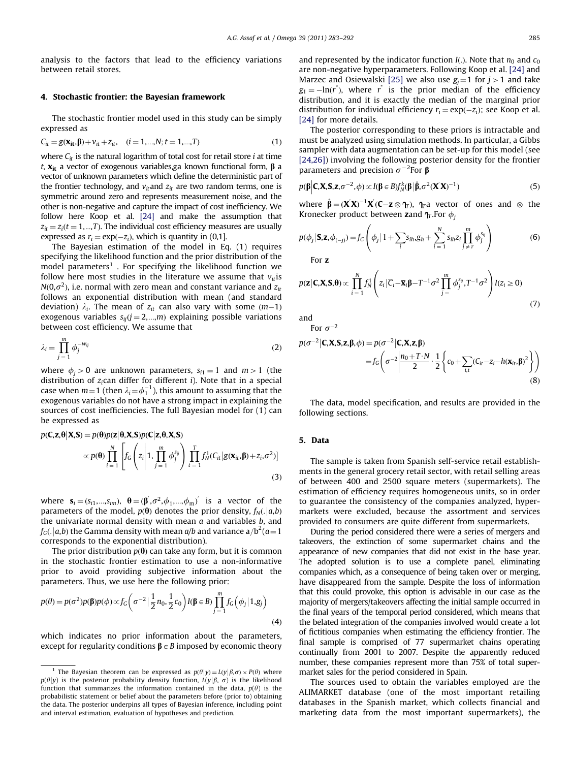analysis to the factors that lead to the efficiency variations between retail stores.

## 4. Stochastic frontier: the Bayesian framework

The stochastic frontier model used in this study can be simply expressed as

$$C_{it} = g(\mathbf{x_{it}}, \boldsymbol{\beta}) + v_{it} + z_{it}, \quad (i = 1, \ldots, N; t = 1, \ldots, T) \tag{1}$$

where $C_{it}$ is the natural logarithm of total cost for retail store $i$ at time $t$, $\mathbf{x_{it}}$ a vector of exogenous variables,g a known functional form, $\boldsymbol{\beta}$ a vector of unknown parameters which define the deterministic part of the frontier technology, and $v_{it}$and $z_{it}$ are two random terms, one is symmetric around zero and represents measurement noise, and the other is non-negative and capture the impact of cost inefficiency. We follow here Koop et al. [24] and make the assumption that $z_{it} = z_i (t = 1, \ldots, T)$. The individual cost efficiency measures are usually expressed as $r_i = \exp(-z_i)$, which is quantity in (0,1].

The Bayesian estimation of the model in Eq. (1) requires specifying the likelihood function and the prior distribution of the model parameters[1] . For specifying the likelihood function we follow here most studies in the literature we assume that $v_{it}$is $N(0, \sigma^2)$, i.e. normal with zero mean and constant variance and $z_{it}$ follows an exponential distribution with mean (and standard deviation) $\lambda_i$. The mean of $z_{it}$ can also vary with some $(m-1)$ exogenous variables $s_{ij} (j = 2, \ldots, m)$ explaining possible variations between cost efficiency. We assume that

$$\lambda_i = \prod_{j=1}^{m} \phi_j^{-w_{ij}} \tag{2}$$

where $\phi_j > 0$ are unknown parameters, $s_{i1} = 1$ and $m > 1$ (the distribution of $z_i$can differ for different $i$). Note that in a special case when $m = 1$ (then $\lambda_i = \phi_1^{-1}$), this amount to assuming that the exogenous variables do not have a strong impact in explaining the sources of cost inefficiencies. The full Bayesian model for (1) can be expressed as

$$p(\mathbf{C}, \mathbf{z}, \boldsymbol{\theta} | \mathbf{X}, \mathbf{S}) = p(\boldsymbol{\theta}) p(\mathbf{z} | \boldsymbol{\theta}, \mathbf{X}, \mathbf{S}) p(\mathbf{C} | \mathbf{z}, \boldsymbol{\theta}, \mathbf{X}, \mathbf{S})$$
$$\propto p(\boldsymbol{\theta}) \prod_{i=1}^{N} \left[ f_G\left( z_i \middle| 1, \prod_{j=1}^{m} \phi_j^{s_{ij}} \right) \prod_{t=1}^{T} f_N^1 (C_{it} | g(\mathbf{x}_{it}, \boldsymbol{\beta}) + z_i, \sigma^2) \right] \tag{3}$$

where $\mathbf{s}_i = (s_{i1}, \ldots, s_{im})$, $\boldsymbol{\theta} = (\boldsymbol{\beta}', \sigma^2, \phi_1, \ldots, \phi_m)'$ is a vector of the parameters of the model, $p(\boldsymbol{\theta})$ denotes the prior density, $f_N(.|a,b)$ the univariate normal density with mean $a$ and variables $b$, and $f_G(.|a,b)$ the Gamma density with mean $a/b$ and variance $a/b^2 (a = 1$ corresponds to the exponential distribution).

The prior distribution $p(\boldsymbol{\theta})$ can take any form, but it is common in the stochastic frontier estimation to use a non-informative prior to avoid providing subjective information about the parameters. Thus, we use here the following prior:

$$p(\theta) = p(\sigma^2) p(\boldsymbol{\beta}) p(\phi) \propto f_G\left( \sigma^{-2} | \frac{1}{2} n_0, \frac{1}{2} c_0 \right) I(\boldsymbol{\beta} \in B) \prod_{j=1}^{m} f_G\left( \phi_j | 1, g_j \right) \tag{4}$$

which indicates no prior information about the parameters, except for regularity conditions $\boldsymbol{\beta} \in B$ imposed by economic theory and represented by the indicator function $I(.)$. Note that $n_0$ and $c_0$ are non-negative hyperparameters. Following Koop et al. [24] and Marzec and Osiewalski [25] we also use $g_j = 1$ for $j > 1$ and take $g_1 = -\ln(r^*)$, where $r^*$ is the prior median of the efficiency distribution, and it is exactly the median of the marginal prior distribution for individual efficiency $r_i = \exp(-z_i)$; see Koop et al. [24] for more details.

The posterior corresponding to these priors is intractable and must be analyzed using simulation methods. In particular, a Gibbs sampler with data augmentation can be set-up for this model (see [24,26]) involving the following posterior density for the frontier parameters and precision $\sigma^{-2}$For $\boldsymbol{\beta}$

$$p(\boldsymbol{\beta} | \mathbf{C}, \mathbf{X}, \mathbf{S}, \mathbf{z}, \sigma^{-2}, \phi) \propto I(\boldsymbol{\beta} \in B) f_N^k(\boldsymbol{\beta} | \hat{\boldsymbol{\beta}}, \sigma^2(\mathbf{X}'\mathbf{X})^{-1}) \tag{5}$$

where $\hat{\boldsymbol{\beta}} = (\mathbf{X}'\mathbf{X})^{-1} \mathbf{X}'(\mathbf{C} - \mathbf{z} \otimes \boldsymbol{\eta}_T)$, $\boldsymbol{\eta}_T$a vector of ones and $\otimes$ the Kronecker product between $\mathbf{z}$and $\boldsymbol{\eta}_T$.For $\phi_j$

$$p(\phi_j | \mathbf{S}, \mathbf{z}, \phi_{(-j)}) = f_G\left( \phi_j | 1 + \sum_i s_{ih}, g_h + \sum_{i=1}^{N} s_{ih} z_i \prod_{j \neq r}^{m} \phi_j^{s_{ij}} \right) \tag{6}$$

For $\mathbf{z}$

$$p(\mathbf{z} | \mathbf{C}, \mathbf{X}, \mathbf{S}, \boldsymbol{\theta}) \propto \prod_{i=1}^{N} f_N^1 \left( z_i | \overline{C}_i - \overline{\mathbf{x}}_i \boldsymbol{\beta} - T^{-1} \sigma^2 \prod_{j=}^{m} \phi_j^{s_{ij}}, T^{-1} \sigma^2 \right) I(z_i \geq 0) \tag{7}$$

and

For $\sigma^{-2}$

$$p(\sigma^{-2} | \mathbf{C}, \mathbf{X}, \mathbf{S}, \mathbf{z}, \boldsymbol{\beta}, \phi) = p(\sigma^{-2} | \mathbf{C}, \mathbf{X}, \mathbf{z}, \boldsymbol{\beta})$$
$$= f_G\left( \sigma^{-2} \middle| \frac{n_0 + T \cdot N}{2} \cdot \frac{1}{2} \left\{ c_0 + \sum_{i,t} (C_{it} - z_i - h(\mathbf{x}_{it}, \boldsymbol{\beta})^2 \right\} \right) \tag{8}$$

The data, model specification, and results are provided in the following sections.

## 5. Data

The sample is taken from Spanish self-service retail establishments in the general grocery retail sector, with retail selling areas of between 400 and 2500 square meters (supermarkets). The estimation of efficiency requires homogeneous units, so in order to guarantee the consistency of the companies analyzed, hypermarkets were excluded, because the assortment and services provided to consumers are quite different from supermarkets.

During the period considered there were a series of mergers and takeovers, the extinction of some supermarket chains and the appearance of new companies that did not exist in the base year. The adopted solution is to use a complete panel, eliminating companies which, as a consequence of being taken over or merging, have disappeared from the sample. Despite the loss of information that this could provoke, this option is advisable in our case as the majority of mergers/takeovers affecting the initial sample occurred in the final years of the temporal period considered, which means that the belated integration of the companies involved would create a lot of fictitious companies when estimating the efficiency frontier. The final sample is comprised of 77 supermarket chains operating continually from 2001 to 2007. Despite the apparently reduced number, these companies represent more than 75% of total supermarket sales for the period considered in Spain.

The sources used to obtain the variables employed are the ALIMARKET database (one of the most important retailing databases in the Spanish market, which collects financial and marketing data from the most important supermarkets), the

---

[1] The Bayesian theorem can be expressed as $p(\theta|y) = L(y|\beta, \sigma) \times P(\theta)$ where $p(\theta|y)$ is the posterior probability density function, $L(y|\beta, \sigma)$ is the likelihood function that summarizes the information contained in the data, $p(\theta)$ is the probabilistic statement or belief about the parameters before (prior to) obtaining the data. The posterior underpins all types of Bayesian inference, including point and interval estimation, evaluation of hypotheses and prediction.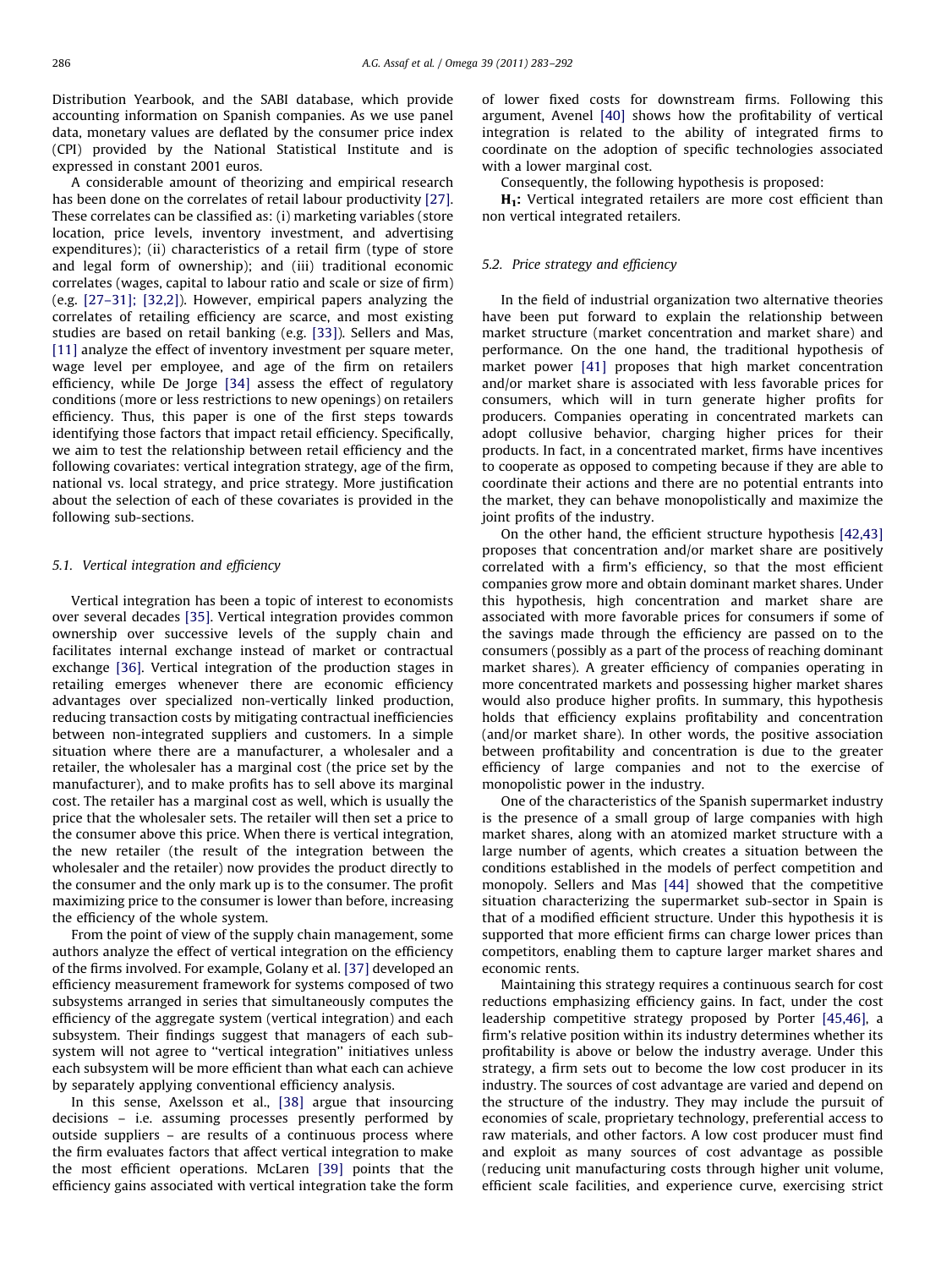Distribution Yearbook, and the SABI database, which provide accounting information on Spanish companies. As we use panel data, monetary values are deflated by the consumer price index (CPI) provided by the National Statistical Institute and is expressed in constant 2001 euros.

A considerable amount of theorizing and empirical research has been done on the correlates of retail labour productivity [27]. These correlates can be classified as: (i) marketing variables (store location, price levels, inventory investment, and advertising expenditures); (ii) characteristics of a retail firm (type of store and legal form of ownership); and (iii) traditional economic correlates (wages, capital to labour ratio and scale or size of firm) (e.g. [27–31]; [32,2]). However, empirical papers analyzing the correlates of retailing efficiency are scarce, and most existing studies are based on retail banking (e.g. [33]). Sellers and Mas, [11] analyze the effect of inventory investment per square meter, wage level per employee, and age of the firm on retailers efficiency, while De Jorge [34] assess the effect of regulatory conditions (more or less restrictions to new openings) on retailers efficiency. Thus, this paper is one of the first steps towards identifying those factors that impact retail efficiency. Specifically, we aim to test the relationship between retail efficiency and the following covariates: vertical integration strategy, age of the firm, national vs. local strategy, and price strategy. More justification about the selection of each of these covariates is provided in the following sub-sections.

### 5.1. Vertical integration and efficiency

Vertical integration has been a topic of interest to economists over several decades [35]. Vertical integration provides common ownership over successive levels of the supply chain and facilitates internal exchange instead of market or contractual exchange [36]. Vertical integration of the production stages in retailing emerges whenever there are economic efficiency advantages over specialized non-vertically linked production, reducing transaction costs by mitigating contractual inefficiencies between non-integrated suppliers and customers. In a simple situation where there are a manufacturer, a wholesaler and a retailer, the wholesaler has a marginal cost (the price set by the manufacturer), and to make profits has to sell above its marginal cost. The retailer has a marginal cost as well, which is usually the price that the wholesaler sets. The retailer will then set a price to the consumer above this price. When there is vertical integration, the new retailer (the result of the integration between the wholesaler and the retailer) now provides the product directly to the consumer and the only mark up is to the consumer. The profit maximizing price to the consumer is lower than before, increasing the efficiency of the whole system.

From the point of view of the supply chain management, some authors analyze the effect of vertical integration on the efficiency of the firms involved. For example, Golany et al. [37] developed an efficiency measurement framework for systems composed of two subsystems arranged in series that simultaneously computes the efficiency of the aggregate system (vertical integration) and each subsystem. Their findings suggest that managers of each subsystem will not agree to "vertical integration" initiatives unless each subsystem will be more efficient than what each can achieve by separately applying conventional efficiency analysis.

In this sense, Axelsson et al., [38] argue that insourcing decisions – i.e. assuming processes presently performed by outside suppliers – are results of a continuous process where the firm evaluates factors that affect vertical integration to make the most efficient operations. McLaren [39] points that the efficiency gains associated with vertical integration take the form of lower fixed costs for downstream firms. Following this argument, Avenel [40] shows how the profitability of vertical integration is related to the ability of integrated firms to coordinate on the adoption of specific technologies associated with a lower marginal cost.

Consequently, the following hypothesis is proposed:

**H$_1$:** Vertical integrated retailers are more cost efficient than non vertical integrated retailers.

### 5.2. Price strategy and efficiency

In the field of industrial organization two alternative theories have been put forward to explain the relationship between market structure (market concentration and market share) and performance. On the one hand, the traditional hypothesis of market power [41] proposes that high market concentration and/or market share is associated with less favorable prices for consumers, which will in turn generate higher profits for producers. Companies operating in concentrated markets can adopt collusive behavior, charging higher prices for their products. In fact, in a concentrated market, firms have incentives to cooperate as opposed to competing because if they are able to coordinate their actions and there are no potential entrants into the market, they can behave monopolistically and maximize the joint profits of the industry.

On the other hand, the efficient structure hypothesis [42,43] proposes that concentration and/or market share are positively correlated with a firm's efficiency, so that the most efficient companies grow more and obtain dominant market shares. Under this hypothesis, high concentration and market share are associated with more favorable prices for consumers if some of the savings made through the efficiency are passed on to the consumers (possibly as a part of the process of reaching dominant market shares). A greater efficiency of companies operating in more concentrated markets and possessing higher market shares would also produce higher profits. In summary, this hypothesis holds that efficiency explains profitability and concentration (and/or market share). In other words, the positive association between profitability and concentration is due to the greater efficiency of large companies and not to the exercise of monopolistic power in the industry.

One of the characteristics of the Spanish supermarket industry is the presence of a small group of large companies with high market shares, along with an atomized market structure with a large number of agents, which creates a situation between the conditions established in the models of perfect competition and monopoly. Sellers and Mas [44] showed that the competitive situation characterizing the supermarket sub-sector in Spain is that of a modified efficient structure. Under this hypothesis it is supported that more efficient firms can charge lower prices than competitors, enabling them to capture larger market shares and economic rents.

Maintaining this strategy requires a continuous search for cost reductions emphasizing efficiency gains. In fact, under the cost leadership competitive strategy proposed by Porter [45,46], a firm's relative position within its industry determines whether its profitability is above or below the industry average. Under this strategy, a firm sets out to become the low cost producer in its industry. The sources of cost advantage are varied and depend on the structure of the industry. They may include the pursuit of economies of scale, proprietary technology, preferential access to raw materials, and other factors. A low cost producer must find and exploit as many sources of cost advantage as possible (reducing unit manufacturing costs through higher unit volume, efficient scale facilities, and experience curve, exercising strict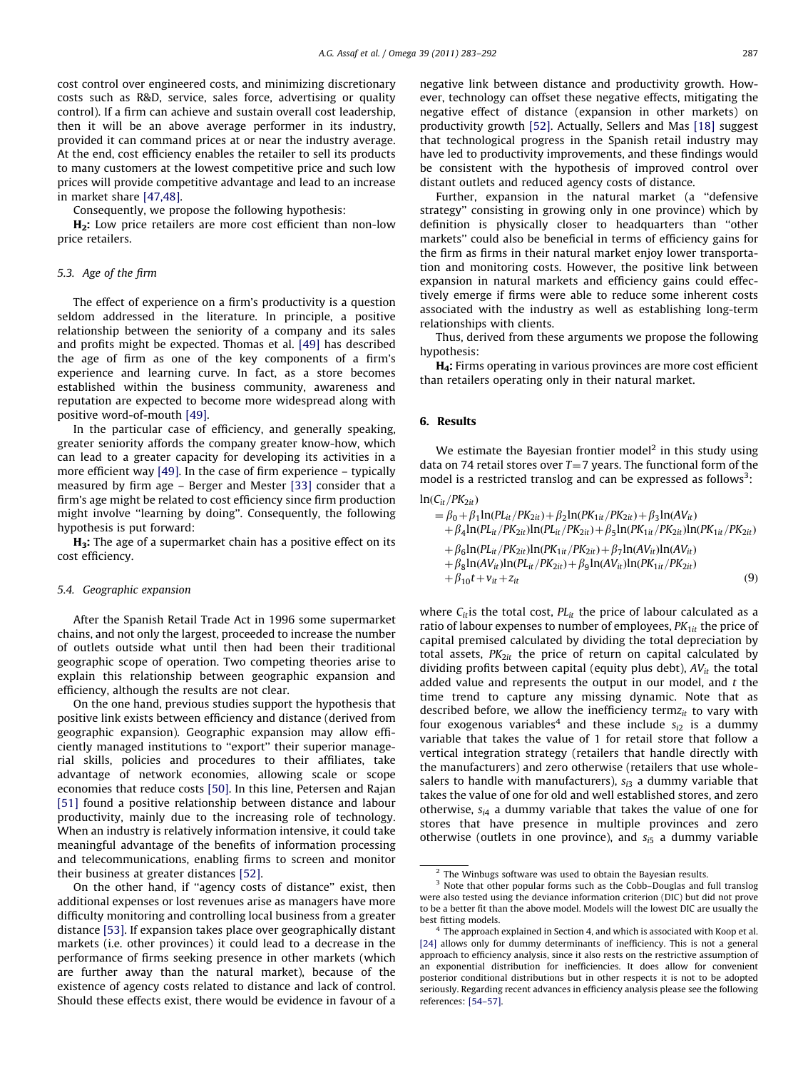cost control over engineered costs, and minimizing discretionary costs such as R&D, service, sales force, advertising or quality control). If a firm can achieve and sustain overall cost leadership, then it will be an above average performer in its industry, provided it can command prices at or near the industry average. At the end, cost efficiency enables the retailer to sell its products to many customers at the lowest competitive price and such low prices will provide competitive advantage and lead to an increase in market share [47,48].

Consequently, we propose the following hypothesis:

**H$_2$:** Low price retailers are more cost efficient than non-low price retailers.

### 5.3. Age of the firm

The effect of experience on a firm's productivity is a question seldom addressed in the literature. In principle, a positive relationship between the seniority of a company and its sales and profits might be expected. Thomas et al. [49] has described the age of firm as one of the key components of a firm's experience and learning curve. In fact, as a store becomes established within the business community, awareness and reputation are expected to become more widespread along with positive word-of-mouth [49].

In the particular case of efficiency, and generally speaking, greater seniority affords the company greater know-how, which can lead to a greater capacity for developing its activities in a more efficient way [49]. In the case of firm experience – typically measured by firm age – Berger and Mester [33] consider that a firm's age might be related to cost efficiency since firm production might involve ''learning by doing''. Consequently, the following hypothesis is put forward:

**H$_3$:** The age of a supermarket chain has a positive effect on its cost efficiency.

### 5.4. Geographic expansion

After the Spanish Retail Trade Act in 1996 some supermarket chains, and not only the largest, proceeded to increase the number of outlets outside what until then had been their traditional geographic scope of operation. Two competing theories arise to explain this relationship between geographic expansion and efficiency, although the results are not clear.

On the one hand, previous studies support the hypothesis that positive link exists between efficiency and distance (derived from geographic expansion). Geographic expansion may allow efficiently managed institutions to ''export'' their superior managerial skills, policies and procedures to their affiliates, take advantage of network economies, allowing scale or scope economies that reduce costs [50]. In this line, Petersen and Rajan [51] found a positive relationship between distance and labour productivity, mainly due to the increasing role of technology. When an industry is relatively information intensive, it could take meaningful advantage of the benefits of information processing and telecommunications, enabling firms to screen and monitor their business at greater distances [52].

On the other hand, if ''agency costs of distance'' exist, then additional expenses or lost revenues arise as managers have more difficulty monitoring and controlling local business from a greater distance [53]. If expansion takes place over geographically distant markets (i.e. other provinces) it could lead to a decrease in the performance of firms seeking presence in other markets (which are further away than the natural market), because of the existence of agency costs related to distance and lack of control. Should these effects exist, there would be evidence in favour of a negative link between distance and productivity growth. However, technology can offset these negative effects, mitigating the negative effect of distance (expansion in other markets) on productivity growth [52]. Actually, Sellers and Mas [18] suggest that technological progress in the Spanish retail industry may have led to productivity improvements, and these findings would be consistent with the hypothesis of improved control over distant outlets and reduced agency costs of distance.

Further, expansion in the natural market (a ''defensive strategy'' consisting in growing only in one province) which by definition is physically closer to headquarters than ''other markets'' could also be beneficial in terms of efficiency gains for the firm as firms in their natural market enjoy lower transportation and monitoring costs. However, the positive link between expansion in natural markets and efficiency gains could effectively emerge if firms were able to reduce some inherent costs associated with the industry as well as establishing long-term relationships with clients.

Thus, derived from these arguments we propose the following hypothesis:

**H$_4$:** Firms operating in various provinces are more cost efficient than retailers operating only in their natural market.

## 6. Results

We estimate the Bayesian frontier model[2] in this study using data on 74 retail stores over $T=7$ years. The functional form of the model is a restricted translog and can be expressed as follows[3]:

$$
\begin{aligned}
\ln(C_{it}/PK_{2it}) &= \beta_0+\beta_1\ln(PL_{it}/PK_{2it})+\beta_2\ln(PK_{1it}/PK_{2it})+\beta_3\ln(AV_{it}) \\
&\quad +\beta_4\ln(PL_{it}/PK_{2it})\ln(PL_{it}/PK_{2it})+\beta_5\ln(PK_{1it}/PK_{2it})\ln(PK_{1it}/PK_{2it}) \\
&\quad +\beta_6\ln(PL_{it}/PK_{2it})\ln(PK_{1it}/PK_{2it})+\beta_7\ln(AV_{it})\ln(AV_{it}) \\
&\quad +\beta_8\ln(AV_{it})\ln(PL_{it}/PK_{2it})+\beta_9\ln(AV_{it})\ln(PK_{1it}/PK_{2it}) \\
&\quad +\beta_{10}t+v_{it}+z_{it}
\end{aligned}
\tag{9}
$$

where $C_{it}$ is the total cost, $PL_{it}$ the price of labour calculated as a ratio of labour expenses to number of employees, $PK_{1it}$ the price of capital premised calculated by dividing the total depreciation by total assets, $PK_{2it}$ the price of return on capital calculated by dividing profits between capital (equity plus debt), $AV_{it}$ the total added value and represents the output in our model, and $t$ the time trend to capture any missing dynamic. Note that as described before, we allow the inefficiency term $z_{it}$ to vary with four exogenous variables[4] and these include $s_{i2}$ is a dummy variable that takes the value of 1 for retail store that follow a vertical integration strategy (retailers that handle directly with the manufacturers) and zero otherwise (retailers that use wholesalers to handle with manufacturers), $s_{i3}$ a dummy variable that takes the value of one for old and well established stores, and zero otherwise, $s_{i4}$ a dummy variable that takes the value of one for stores that have presence in multiple provinces and zero otherwise (outlets in one province), and $s_{i5}$ a dummy variable

---

[2] The Winbugs software was used to obtain the Bayesian results.

[3] Note that other popular forms such as the Cobb–Douglas and full translog were also tested using the deviance information criterion (DIC) but did not prove to be a better fit than the above model. Models will the lowest DIC are usually the best fitting models.

[4] The approach explained in Section 4, and which is associated with Koop et al. [24] allows only for dummy determinants of inefficiency. This is not a general approach to efficiency analysis, since it also rests on the restrictive assumption of an exponential distribution for inefficiencies. It does allow for convenient posterior conditional distributions but in other respects it is not to be adopted seriously. Regarding recent advances in efficiency analysis please see the following references: [54–57].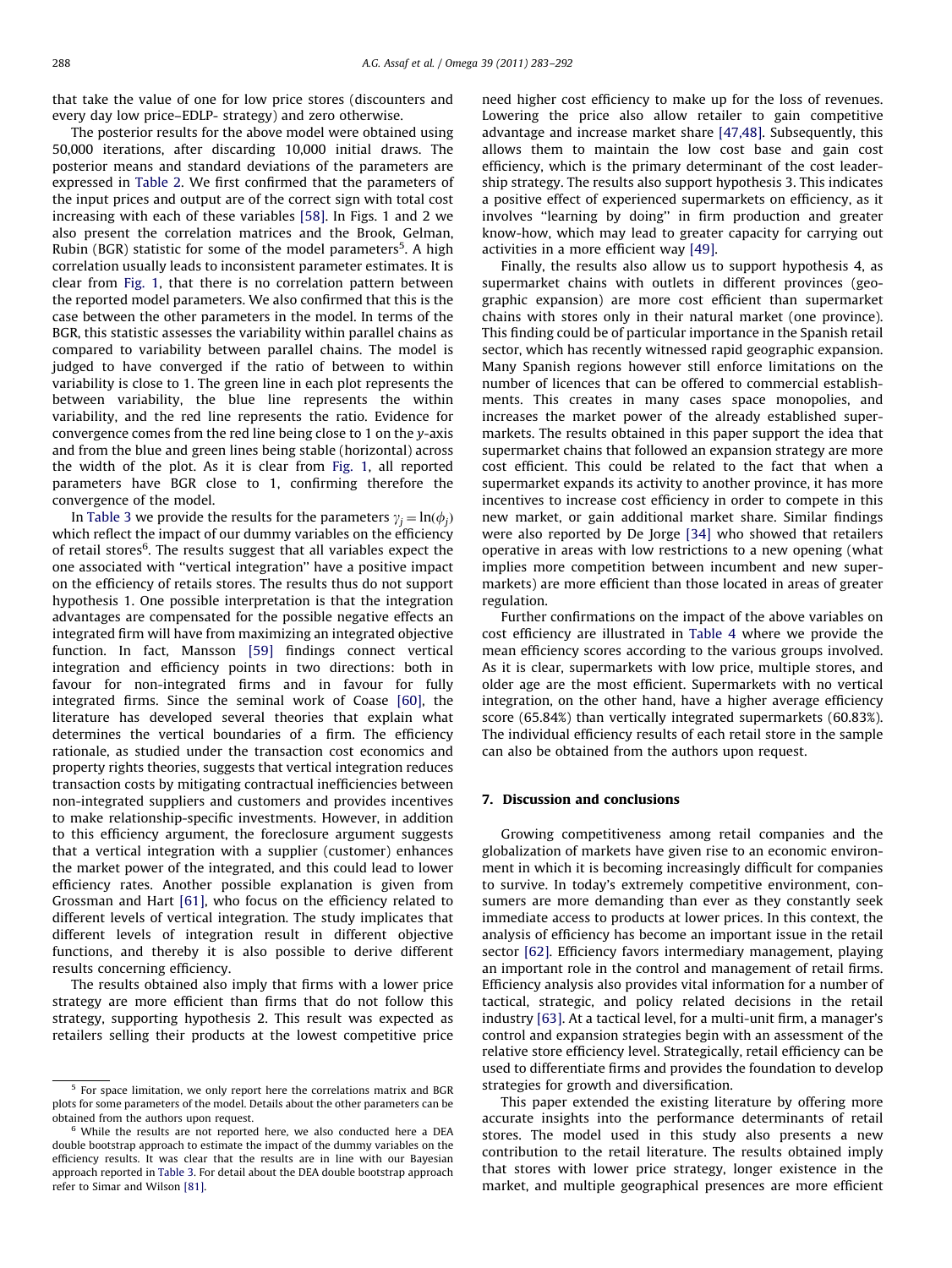that take the value of one for low price stores (discounters and every day low price–EDLP- strategy) and zero otherwise.

The posterior results for the above model were obtained using 50,000 iterations, after discarding 10,000 initial draws. The posterior means and standard deviations of the parameters are expressed in Table 2. We first confirmed that the parameters of the input prices and output are of the correct sign with total cost increasing with each of these variables [58]. In Figs. 1 and 2 we also present the correlation matrices and the Brook, Gelman, Rubin (BGR) statistic for some of the model parameters[5]. A high correlation usually leads to inconsistent parameter estimates. It is clear from Fig. 1, that there is no correlation pattern between the reported model parameters. We also confirmed that this is the case between the other parameters in the model. In terms of the BGR, this statistic assesses the variability within parallel chains as compared to variability between parallel chains. The model is judged to have converged if the ratio of between to within variability is close to 1. The green line in each plot represents the between variability, the blue line represents the within variability, and the red line represents the ratio. Evidence for convergence comes from the red line being close to 1 on the y-axis and from the blue and green lines being stable (horizontal) across the width of the plot. As it is clear from Fig. 1, all reported parameters have BGR close to 1, confirming therefore the convergence of the model.

In Table 3 we provide the results for the parameters $\gamma_j = \ln(\phi_j)$ which reflect the impact of our dummy variables on the efficiency of retail stores[6]. The results suggest that all variables expect the one associated with "vertical integration" have a positive impact on the efficiency of retails stores. The results thus do not support hypothesis 1. One possible interpretation is that the integration advantages are compensated for the possible negative effects an integrated firm will have from maximizing an integrated objective function. In fact, Mansson [59] findings connect vertical integration and efficiency points in two directions: both in favour for non-integrated firms and in favour for fully integrated firms. Since the seminal work of Coase [60], the literature has developed several theories that explain what determines the vertical boundaries of a firm. The efficiency rationale, as studied under the transaction cost economics and property rights theories, suggests that vertical integration reduces transaction costs by mitigating contractual inefficiencies between non-integrated suppliers and customers and provides incentives to make relationship-specific investments. However, in addition to this efficiency argument, the foreclosure argument suggests that a vertical integration with a supplier (customer) enhances the market power of the integrated, and this could lead to lower efficiency rates. Another possible explanation is given from Grossman and Hart [61], who focus on the efficiency related to different levels of vertical integration. The study implicates that different levels of integration result in different objective functions, and thereby it is also possible to derive different results concerning efficiency.

The results obtained also imply that firms with a lower price strategy are more efficient than firms that do not follow this strategy, supporting hypothesis 2. This result was expected as retailers selling their products at the lowest competitive price need higher cost efficiency to make up for the loss of revenues. Lowering the price also allow retailer to gain competitive advantage and increase market share [47,48]. Subsequently, this allows them to maintain the low cost base and gain cost efficiency, which is the primary determinant of the cost leadership strategy. The results also support hypothesis 3. This indicates a positive effect of experienced supermarkets on efficiency, as it involves "learning by doing" in firm production and greater know-how, which may lead to greater capacity for carrying out activities in a more efficient way [49].

Finally, the results also allow us to support hypothesis 4, as supermarket chains with outlets in different provinces (geographic expansion) are more cost efficient than supermarket chains with stores only in their natural market (one province). This finding could be of particular importance in the Spanish retail sector, which has recently witnessed rapid geographic expansion. Many Spanish regions however still enforce limitations on the number of licences that can be offered to commercial establishments. This creates in many cases space monopolies, and increases the market power of the already established supermarkets. The results obtained in this paper support the idea that supermarket chains that followed an expansion strategy are more cost efficient. This could be related to the fact that when a supermarket expands its activity to another province, it has more incentives to increase cost efficiency in order to compete in this new market, or gain additional market share. Similar findings were also reported by De Jorge [34] who showed that retailers operative in areas with low restrictions to a new opening (what implies more competition between incumbent and new supermarkets) are more efficient than those located in areas of greater regulation.

Further confirmations on the impact of the above variables on cost efficiency are illustrated in Table 4 where we provide the mean efficiency scores according to the various groups involved. As it is clear, supermarkets with low price, multiple stores, and older age are the most efficient. Supermarkets with no vertical integration, on the other hand, have a higher average efficiency score (65.84%) than vertically integrated supermarkets (60.83%). The individual efficiency results of each retail store in the sample can also be obtained from the authors upon request.

## 7. Discussion and conclusions

Growing competitiveness among retail companies and the globalization of markets have given rise to an economic environment in which it is becoming increasingly difficult for companies to survive. In today's extremely competitive environment, consumers are more demanding than ever as they constantly seek immediate access to products at lower prices. In this context, the analysis of efficiency has become an important issue in the retail sector [62]. Efficiency favors intermediary management, playing an important role in the control and management of retail firms. Efficiency analysis also provides vital information for a number of tactical, strategic, and policy related decisions in the retail industry [63]. At a tactical level, for a multi-unit firm, a manager's control and expansion strategies begin with an assessment of the relative store efficiency level. Strategically, retail efficiency can be used to differentiate firms and provides the foundation to develop strategies for growth and diversification.

This paper extended the existing literature by offering more accurate insights into the performance determinants of retail stores. The model used in this study also presents a new contribution to the retail literature. The results obtained imply that stores with lower price strategy, longer existence in the market, and multiple geographical presences are more efficient

[5] For space limitation, we only report here the correlations matrix and BGR plots for some parameters of the model. Details about the other parameters can be obtained from the authors upon request.

[6] While the results are not reported here, we also conducted here a DEA double bootstrap approach to estimate the impact of the dummy variables on the efficiency results. It was clear that the results are in line with our Bayesian approach reported in Table 3. For detail about the DEA double bootstrap approach refer to Simar and Wilson [81].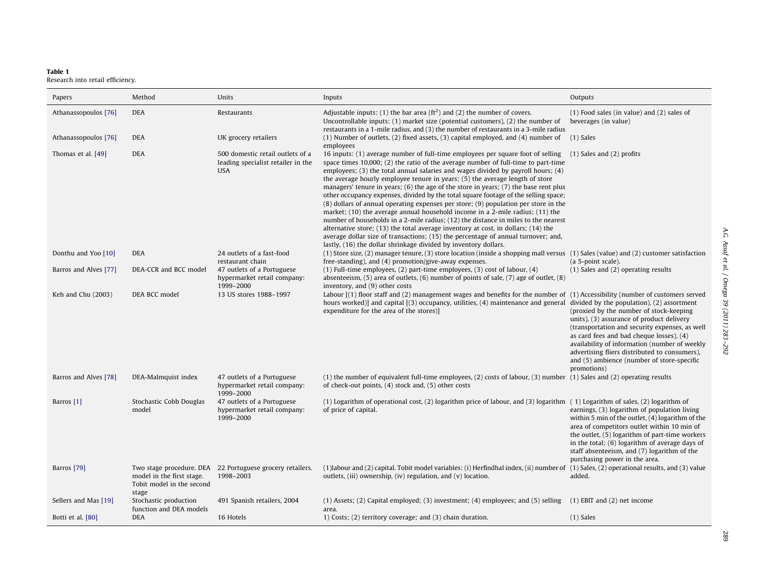**Table 1**
Research into retail efficiency.

| Papers | Method | Units | Inputs | Outputs |
|---|---|---|---|---|
| Athanassopoulos [76] | DEA | Restaurants | Adjustable inputs: (1) the bar area (ft$^2$) and (2) the number of covers. Uncontrollable inputs: (1) market size (potential customers), (2) the number of restaurants in a 1-mile radius, and (3) the number of restaurants in a 3-mile radius | (1) Food sales (in value) and (2) sales of beverages (in value) |
| Athanassopoulos [76] | DEA | UK grocery retailers | (1) Number of outlets, (2) fixed assets, (3) capital employed, and (4) number of employees | (1) Sales |
| Thomas et al. [49] | DEA | 500 domestic retail outlets of a leading specialist retailer in the USA | 16 inputs: (1) average number of full-time employees per square foot of selling space times 10,000; (2) the ratio of the average number of full-time to part-time employees; (3) the total annual salaries and wages divided by payroll hours; (4) the average hourly employee tenure in years; (5) the average length of store managers' tenure in years; (6) the age of the store in years; (7) the base rent plus other occupancy expenses, divided by the total square footage of the selling space; (8) dollars of annual operating expenses per store; (9) population per store in the market; (10) the average annual household income in a 2-mile radius; (11) the number of households in a 2-mile radius; (12) the distance in miles to the nearest alternative store; (13) the total average inventory at cost, in dollars; (14) the average dollar size of transactions; (15) the percentage of annual turnover; and, lastly, (16) the dollar shrinkage divided by inventory dollars. | (1) Sales and (2) profits |
| Donthu and Yoo [10] | DEA | 24 outlets of a fast-food restaurant chain | (1) Store size, (2) manager tenure, (3) store location (inside a shopping mall versus free-standing), and (4) promotion/give-away expenses. | (1) Sales (value) and (2) customer satisfaction (a 5-point scale). |
| Barros and Alves [77] | DEA-CCR and BCC model | 47 outlets of a Portuguese hypermarket retail company: 1999–2000 | (1) Full-time employees, (2) part-time employees, (3) cost of labour, (4) absenteeism, (5) area of outlets, (6) number of points of sale, (7) age of outlet, (8) inventory, and (9) other costs | (1) Sales and (2) operating results |
| Keh and Chu (2003) | DEA BCC model | 13 US stores 1988–1997 | Labour [(1) floor staff and (2) management wages and benefits for the number of hours worked)] and capital [(3) occupancy, utilities, (4) maintenance and general expenditure for the area of the stores)] | (1) Accessibility (number of customers served divided by the population), (2) assortment (proxied by the number of stock-keeping units), (3) assurance of product delivery (transportation and security expenses, as well as card fees and bad cheque losses), (4) availability of information (number of weekly advertising fliers distributed to consumers), and (5) ambience (number of store-specific promotions) |
| Barros and Alves [78] | DEA-Malmquist index | 47 outlets of a Portuguese hypermarket retail company: 1999–2000 | (1) the number of equivalent full-time employees, (2) costs of labour, (3) number of check-out points, (4) stock and, (5) other costs | (1) Sales and (2) operating results |
| Barros [1] | Stochastic Cobb Douglas model | 47 outlets of a Portuguese hypermarket retail company: 1999–2000 | (1) Logarithm of operational cost, (2) logarithm price of labour, and (3) logarithm of price of capital. | ( 1) Logarithm of sales, (2) logarithm of earnings, (3) logarithm of population living within 5 min of the outlet, (4) logarithm of the area of competitors outlet within 10 min of the outlet, (5) logarithm of part-time workers in the total; (6) logarithm of average days of staff absenteeism, and (7) logarithm of the purchasing power in the area. |
| Barros [79] | Two stage procedure. DEA model in the first stage. Tobit model in the second stage | 22 Portuguese grocery retailers. 1998–2003 | (1)labour and (2) capital. Tobit model variables: (i) Herfindhal index, (ii) number of outlets, (iii) ownership, (iv) regulation, and (v) location. | (1) Sales, (2) operational results, and (3) value added. |
| Sellers and Mas [19] | Stochastic production function and DEA models | 491 Spanish retailers, 2004 | (1) Assets; (2) Capital employed; (3) investment; (4) employees; and (5) selling area. | (1) EBIT and (2) net income |
| Botti et al. [80] | DEA | 16 Hotels | 1) Costs; (2) territory coverage; and (3) chain duration. | (1) Sales |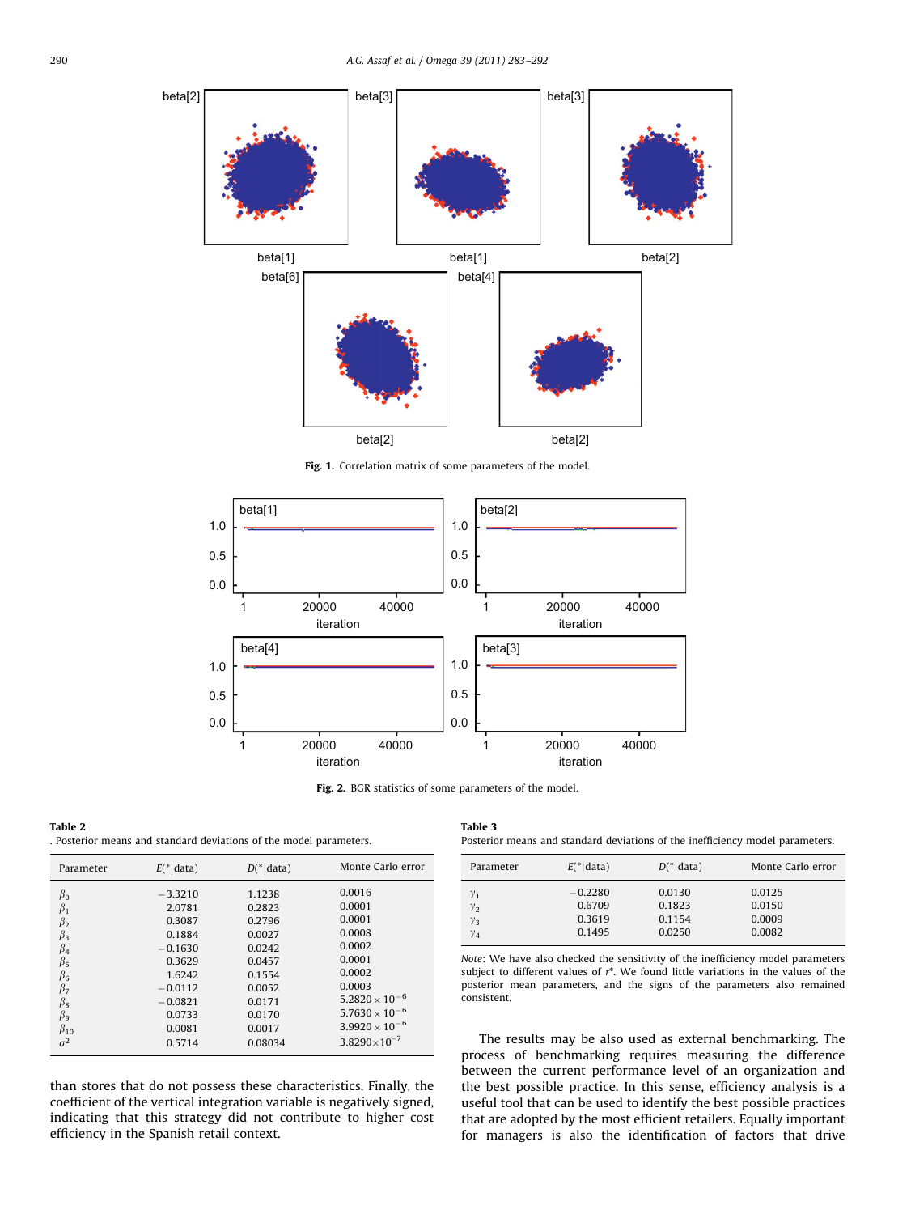Fig. 1. Correlation matrix of some parameters of the model.

Fig. 2. BGR statistics of some parameters of the model.

**Table 2**
. Posterior means and standard deviations of the model parameters.

| Parameter | $E(*\|\text{data})$ | $D(*\|\text{data})$ | Monte Carlo error |
|---|---|---|---|
| $\beta_0$ | −3.3210 | 1.1238 | 0.0016 |
| $\beta_1$ | 2.0781 | 0.2823 | 0.0001 |
| $\beta_2$ | 0.3087 | 0.2796 | 0.0001 |
| $\beta_3$ | 0.1884 | 0.0027 | 0.0008 |
| $\beta_4$ | −0.1630 | 0.0242 | 0.0002 |
| $\beta_5$ | 0.3629 | 0.0457 | 0.0001 |
| $\beta_6$ | 1.6242 | 0.1554 | 0.0002 |
| $\beta_7$ | −0.0112 | 0.0052 | 0.0003 |
| $\beta_8$ | −0.0821 | 0.0171 | $5.2820 \times 10^{-6}$ |
| $\beta_9$ | 0.0733 | 0.0170 | $5.7630 \times 10^{-6}$ |
| $\beta_{10}$ | 0.0081 | 0.0017 | $3.9920 \times 10^{-6}$ |
| $\sigma^2$ | 0.5714 | 0.08034 | $3.8290 \times 10^{-7}$ |

than stores that do not possess these characteristics. Finally, the coefficient of the vertical integration variable is negatively signed, indicating that this strategy did not contribute to higher cost efficiency in the Spanish retail context.

**Table 3**
Posterior means and standard deviations of the inefficiency model parameters.

| Parameter | $E(*\|\text{data})$ | $D(*\|\text{data})$ | Monte Carlo error |
|---|---|---|---|
| $\gamma_1$ | −0.2280 | 0.0130 | 0.0125 |
| $\gamma_2$ | 0.6709 | 0.1823 | 0.0150 |
| $\gamma_3$ | 0.3619 | 0.1154 | 0.0009 |
| $\gamma_4$ | 0.1495 | 0.0250 | 0.0082 |

*Note*: We have also checked the sensitivity of the inefficiency model parameters subject to different values of $r^*$. We found little variations in the values of the posterior mean parameters, and the signs of the parameters also remained consistent.

The results may be also used as external benchmarking. The process of benchmarking requires measuring the difference between the current performance level of an organization and the best possible practice. In this sense, efficiency analysis is a useful tool that can be used to identify the best possible practices that are adopted by the most efficient retailers. Equally important for managers is also the identification of factors that drive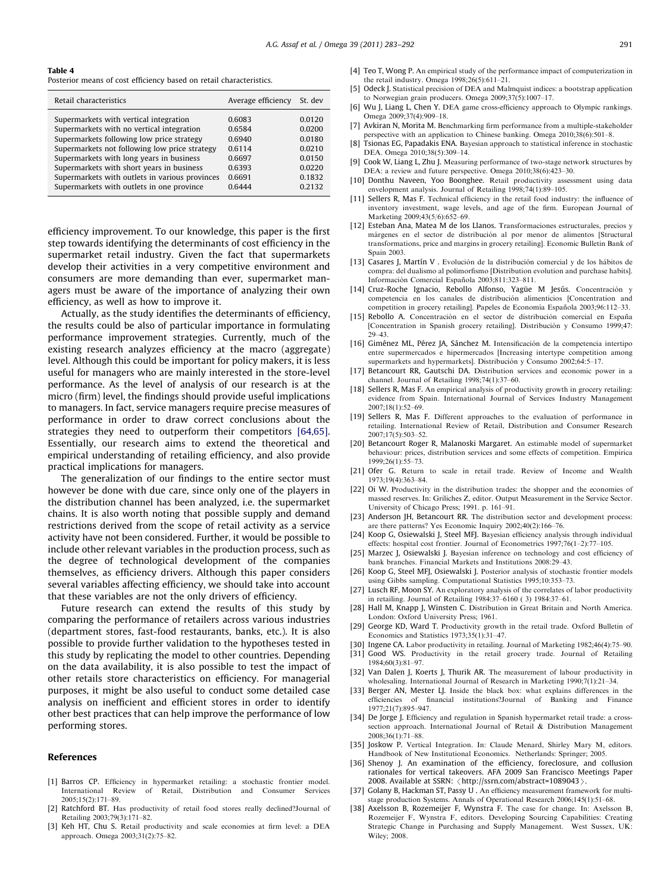**Table 4**
Posterior means of cost efficiency based on retail characteristics.

| Retail characteristics | Average efficiency | St. dev |
|---|---|---|
| Supermarkets with vertical integration | 0.6083 | 0.0120 |
| Supermarkets with no vertical integration | 0.6584 | 0.0200 |
| Supermarkets following low price strategy | 0.6940 | 0.0180 |
| Supermarkets not following low price strategy | 0.6114 | 0.0210 |
| Supermarkets with long years in business | 0.6697 | 0.0150 |
| Supermarkets with short years in business | 0.6393 | 0.0220 |
| Supermarkets with outlets in various provinces | 0.6691 | 0.1832 |
| Supermarkets with outlets in one province | 0.6444 | 0.2132 |

efficiency improvement. To our knowledge, this paper is the first step towards identifying the determinants of cost efficiency in the supermarket retail industry. Given the fact that supermarkets develop their activities in a very competitive environment and consumers are more demanding than ever, supermarket managers must be aware of the importance of analyzing their own efficiency, as well as how to improve it.

Actually, as the study identifies the determinants of efficiency, the results could be also of particular importance in formulating performance improvement strategies. Currently, much of the existing research analyzes efficiency at the macro (aggregate) level. Although this could be important for policy makers, it is less useful for managers who are mainly interested in the store-level performance. As the level of analysis of our research is at the micro (firm) level, the findings should provide useful implications to managers. In fact, service managers require precise measures of performance in order to draw correct conclusions about the strategies they need to outperform their competitors [64,65]. Essentially, our research aims to extend the theoretical and empirical understanding of retailing efficiency, and also provide practical implications for managers.

The generalization of our findings to the entire sector must however be done with due care, since only one of the players in the distribution channel has been analyzed, i.e. the supermarket chains. It is also worth noting that possible supply and demand restrictions derived from the scope of retail activity as a service activity have not been considered. Further, it would be possible to include other relevant variables in the production process, such as the degree of technological development of the companies themselves, as efficiency drivers. Although this paper considers several variables affecting efficiency, we should take into account that these variables are not the only drivers of efficiency.

Future research can extend the results of this study by comparing the performance of retailers across various industries (department stores, fast-food restaurants, banks, etc.). It is also possible to provide further validation to the hypotheses tested in this study by replicating the model to other countries. Depending on the data availability, it is also possible to test the impact of other retails store characteristics on efficiency. For managerial purposes, it might be also useful to conduct some detailed case analysis on inefficient and efficient stores in order to identify other best practices that can help improve the performance of low performing stores.

## References

[1] Barros CP. Efficiency in hypermarket retailing: a stochastic frontier model. International Review of Retail, Distribution and Consumer Services 2005;15(2):171–89.

[2] Ratchford BT. Has productivity of retail food stores really declined?Journal of Retailing 2003;79(3):171–82.

[3] Keh HT, Chu S. Retail productivity and scale economies at firm level: a DEA approach. Omega 2003;31(2):75–82.

[4] Teo T, Wong P. An empirical study of the performance impact of computerization in the retail industry. Omega 1998;26(5):611–21.

[5] Odeck J. Statistical precision of DEA and Malmquist indices: a bootstrap application to Norwegian grain producers. Omega 2009;37(5):1007–17.

[6] Wu J, Liang L, Chen Y. DEA game cross-efficiency approach to Olympic rankings. Omega 2009;37(4):909–18.

[7] Avkiran N, Morita M. Benchmarking firm performance from a multiple-stakeholder perspective with an application to Chinese banking. Omega 2010;38(6):501–8.

[8] Tsionas EG, Papadakis ENA. Bayesian approach to statistical inference in stochastic DEA. Omega 2010;38(5):309–14.

[9] Cook W, Liang L, Zhu J. Measuring performance of two-stage network structures by DEA: a review and future perspective. Omega 2010;38(6):423–30.

[10] Donthu Naveen, Yoo Boonghee. Retail productivity assessment using data envelopment analysis. Journal of Retailing 1998;74(1):89–105.

[11] Sellers R, Mas F. Technical efficiency in the retail food industry: the influence of inventory investment, wage levels, and age of the firm. European Journal of Marketing 2009;43(5/6):652–69.

[12] Esteban Ana, Matea M de los Llanos. Transformaciones estructurales, precios y márgenes en el sector de distribución al por menor de alimentos [Structural transformations, price and margins in grocery retailing]. Economic Bulletin Bank of Spain 2003.

[13] Casares J, Martín V . Evolución de la distribución comercial y de los hábitos de compra: del dualismo al polimorfismo [Distribution evolution and purchase habits]. Información Comercial Española 2003;811:323–811.

[14] Cruz-Roche Ignacio, Rebollo Alfonso, Yagüe M Jesús. Concentración y competencia en los canales de distribución alimenticios [Concentration and competition in grocery retailing]. Papeles de Economía Española 2003;96:112–33.

[15] Rebollo A. Concentración en el sector de distribución comercial en España [Concentration in Spanish grocery retailing]. Distribución y Consumo 1999;47: 29–43.

[16] Giménez ML, Pérez JA, Sánchez M. Intensificación de la competencia intertipo entre supermercados e hipermercados [Increasing intertype competition among supermarkets and hypermarkets]. Distribución y Consumo 2002;64:5–17.

[17] Betancourt RR, Gautschi DA. Distribution services and economic power in a channel. Journal of Retailing 1998;74(1):37–60.

[18] Sellers R, Mas F. An empirical analysis of productivity growth in grocery retailing: evidence from Spain. International Journal of Services Industry Management 2007;18(1):52–69.

[19] Sellers R, Mas F. Different approaches to the evaluation of performance in retailing. International Review of Retail, Distribution and Consumer Research 2007;17(5):503–52.

[20] Betancourt Roger R, Malanoski Margaret. An estimable model of supermarket behaviour: prices, distribution services and some effects of competition. Empirica 1999;26(1):55–73.

[21] Ofer G. Return to scale in retail trade. Review of Income and Wealth 1973;19(4):363–84.

[22] Oi W. Productivity in the distribution trades: the shopper and the economies of massed reserves. In: Griliches Z, editor. Output Measurement in the Service Sector. University of Chicago Press; 1991. p. 161–91.

[23] Anderson JH, Betancourt RR. The distribution sector and development process: are there patterns? Yes Economic Inquiry 2002;40(2):166–76.

[24] Koop G, Osiewalski J, Steel MFJ. Bayesian efficiency analysis through individual effects: hospital cost frontier. Journal of Econometrics 1997;76(1–2):77–105.

[25] Marzec J, Osiewalski J. Bayesian inference on technology and cost efficiency of bank branches. Financial Markets and Institutions 2008:29–43.

[26] Koop G, Steel MFJ, Osiewalski J. Posterior analysis of stochastic frontier models using Gibbs sampling. Computational Statistics 1995;10:353–73.

[27] Lusch RF, Moon SY. An exploratory analysis of the correlates of labor productivity in retailing. Journal of Retailing 1984:37–6160 ( 3) 1984:37–61.

[28] Hall M, Knapp J, Winsten C. Distribution in Great Britain and North America. London: Oxford University Press; 1961.

[29] George KD, Ward T. Productivity growth in the retail trade. Oxford Bulletin of Economics and Statistics 1973;35(1):31–47.

[30] Ingene CA. Labor productivity in retailing. Journal of Marketing 1982;46(4):75–90.

[31] Good WS. Productivity in the retail grocery trade. Journal of Retailing 1984;60(3):81–97.

[32] Van Dalen J, Koerts J, Thurik AR. The measurement of labour productivity in wholesaling. International Journal of Research in Marketing 1990;7(1):21–34.

[33] Berger AN, Mester LJ. Inside the black box: what explains differences in the efficiencies of financial institutions?Journal of Banking and Finance 1977;21(7):895–947.

[34] De Jorge J. Efficiency and regulation in Spanish hypermarket retail trade: a cross-section approach. International Journal of Retail & Distribution Management 2008;36(1):71–88.

[35] Joskow P. Vertical Integration. In: Claude Menard, Shirley Mary M, editors. Handbook of New Institutional Economics. Netherlands: Springer; 2005.

[36] Shenoy J. An examination of the efficiency, foreclosure, and collusion rationales for vertical takeovers. AFA 2009 San Francisco Meetings Paper 2008. Available at SSRN: ⟨http://ssrn.com/abstract=1089043⟩.

[37] Golany B, Hackman ST, Passy U . An efficiency measurement framework for multi-stage production Systems. Annals of Operational Research 2006;145(1):51–68.

[38] Axelsson B, Rozemeijer F, Wynstra F. The case for change. In: Axelsson B, Rozemeijer F, Wynstra F, editors. Developing Sourcing Capabilities: Creating Strategic Change in Purchasing and Supply Management. West Sussex, UK: Wiley; 2008.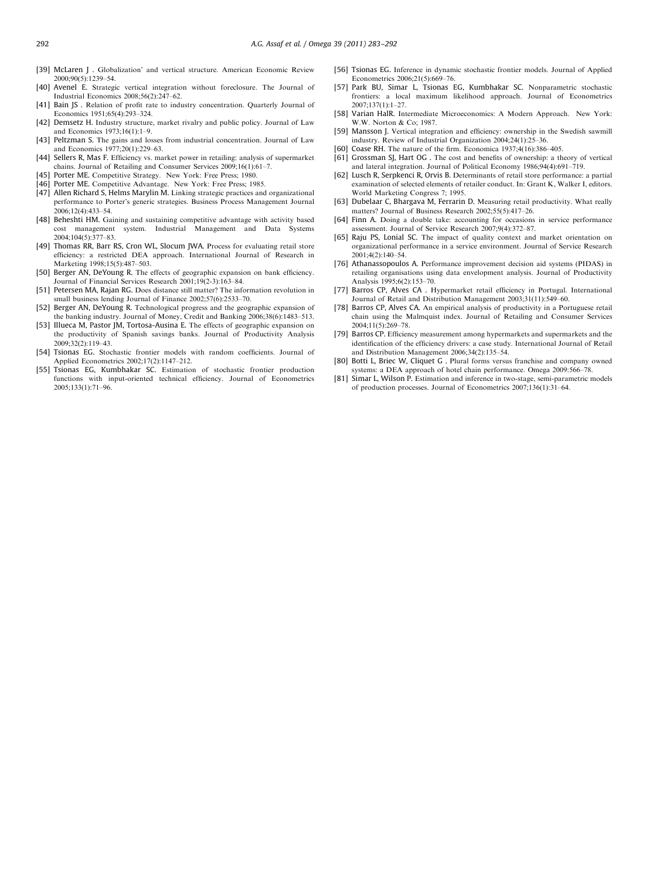[39] McLaren J . Globalization' and vertical structure. American Economic Review 2000;90(5):1239–54.

[40] Avenel E. Strategic vertical integration without foreclosure. The Journal of Industrial Economics 2008;56(2):247–62.

[41] Bain JS . Relation of profit rate to industry concentration. Quarterly Journal of Economics 1951;65(4):293–324.

[42] Demsetz H. Industry structure, market rivalry and public policy. Journal of Law and Economics 1973;16(1):1–9.

[43] Peltzman S. The gains and losses from industrial concentration. Journal of Law and Economics 1977;20(1):229–63.

[44] Sellers R, Mas F. Efficiency vs. market power in retailing: analysis of supermarket chains. Journal of Retailing and Consumer Services 2009;16(1):61–7.

[45] Porter ME. Competitive Strategy. New York: Free Press; 1980.

[46] Porter ME. Competitive Advantage. New York: Free Press; 1985.

[47] Allen Richard S, Helms Marylin M. Linking strategic practices and organizational performance to Porter's generic strategies. Business Process Management Journal 2006;12(4):433–54.

[48] Beheshti HM. Gaining and sustaining competitive advantage with activity based cost management system. Industrial Management and Data Systems 2004;104(5):377–83.

[49] Thomas RR, Barr RS, Cron WL, Slocum JWA. Process for evaluating retail store efficiency: a restricted DEA approach. International Journal of Research in Marketing 1998;15(5):487–503.

[50] Berger AN, DeYoung R. The effects of geographic expansion on bank efficiency. Journal of Financial Services Research 2001;19(2-3):163–84.

[51] Petersen MA, Rajan RG. Does distance still matter? The information revolution in small business lending Journal of Finance 2002;57(6):2533–70.

[52] Berger AN, DeYoung R. Technological progress and the geographic expansion of the banking industry. Journal of Money, Credit and Banking 2006;38(6):1483–513.

[53] Illueca M, Pastor JM, Tortosa-Ausina E. The effects of geographic expansion on the productivity of Spanish savings banks. Journal of Productivity Analysis 2009;32(2):119–43.

[54] Tsionas EG. Stochastic frontier models with random coefficients. Journal of Applied Econometrics 2002;17(2):1147–212.

[55] Tsionas EG, Kumbhakar SC. Estimation of stochastic frontier production functions with input-oriented technical efficiency. Journal of Econometrics 2005;133(1):71–96.

[56] Tsionas EG. Inference in dynamic stochastic frontier models. Journal of Applied Econometrics 2006;21(5):669–76.

[57] Park BU, Simar L, Tsionas EG, Kumbhakar SC. Nonparametric stochastic frontiers: a local maximum likelihood approach. Journal of Econometrics 2007;137(1):1–27.

[58] Varian HalR. Intermediate Microeconomics: A Modern Approach. New York: W.W. Norton & Co; 1987.

[59] Mansson J. Vertical integration and efficiency: ownership in the Swedish sawmill industry. Review of Industrial Organization 2004;24(1):25–36.

[60] Coase RH. The nature of the firm. Economica 1937;4(16):386–405.

[61] Grossman SJ, Hart OG . The cost and benefits of ownership: a theory of vertical and lateral integration. Journal of Political Economy 1986;94(4):691–719.

[62] Lusch R, Serpkenci R, Orvis B. Determinants of retail store performance: a partial examination of selected elements of retailer conduct. In: Grant K, Walker I, editors. World Marketing Congress 7; 1995.

[63] Dubelaar C, Bhargava M, Ferrarin D. Measuring retail productivity. What really matters? Journal of Business Research 2002;55(5):417–26.

[64] Finn A. Doing a double take: accounting for occasions in service performance assessment. Journal of Service Research 2007;9(4):372–87.

[65] Raju PS, Lonial SC. The impact of quality context and market orientation on organizational performance in a service environment. Journal of Service Research 2001;4(2):140–54.

[76] Athanassopoulos A. Performance improvement decision aid systems (PIDAS) in retailing organisations using data envelopment analysis. Journal of Productivity Analysis 1995;6(2):153–70.

[77] Barros CP, Alves CA . Hypermarket retail efficiency in Portugal. International Journal of Retail and Distribution Management 2003;31(11):549–60.

[78] Barros CP, Alves CA. An empirical analysis of productivity in a Portuguese retail chain using the Malmquist index. Journal of Retailing and Consumer Services 2004;11(5):269–78.

[79] Barros CP. Efficiency measurement among hypermarkets and supermarkets and the identification of the efficiency drivers: a case study. International Journal of Retail and Distribution Management 2006;34(2):135–54.

[80] Botti L, Briec W, Cliquet G . Plural forms versus franchise and company owned systems: a DEA approach of hotel chain performance. Omega 2009:566–78.

[81] Simar L, Wilson P. Estimation and inference in two-stage, semi-parametric models of production processes. Journal of Econometrics 2007;136(1):31–64.